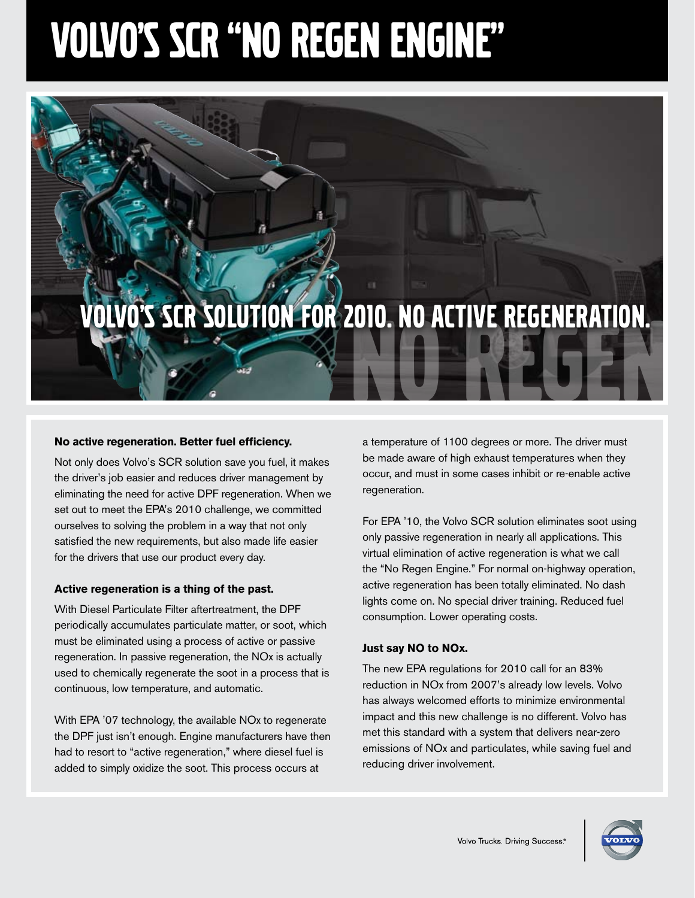# VOLVO'S SCR "NO REGEN ENGINE"

## VOLVO'S SCR SOLUTION FOR 2010. NO ACTIVE REGENERATION.

NO REGEN

**No active regeneration. Better fuel efficiency.**

Not only does Volvo's SCR solution save you fuel, it makes the driver's job easier and reduces driver management by eliminating the need for active DPF regeneration. When we set out to meet the EPA's 2010 challenge, we committed ourselves to solving the problem in a way that not only satisfied the new requirements, but also made life easier for the drivers that use our product every day.

**Active regeneration is a thing of the past.**

With Diesel Particulate Filter aftertreatment, the DPF periodically accumulates particulate matter, or soot, which must be eliminated using a process of active or passive regeneration. In passive regeneration, the NOx is actually used to chemically regenerate the soot in a process that is continuous, low temperature, and automatic.

With EPA '07 technology, the available NOx to regenerate the DPF just isn't enough. Engine manufacturers have then had to resort to "active regeneration," where diesel fuel is added to simply oxidize the soot. This process occurs at a temperature of 1100 degrees or more. The driver must be made aware of high exhaust temperatures when they occur, and must in some cases inhibit or re-enable active regeneration.

For EPA '10, the Volvo SCR solution eliminates soot using only passive regeneration in nearly all applications. This virtual elimination of active regeneration is what we call the "No Regen Engine." For normal on-highway operation, active regeneration has been totally eliminated. No dash lights come on. No special driver training. Reduced fuel consumption. Lower operating costs.

**Just say NO to NOx.**

The new EPA regulations for 2010 call for an 83% reduction in NOx from 2007's already low levels. Volvo has always welcomed efforts to minimize environmental impact and this new challenge is no different. Volvo has met this standard with a system that delivers near-zero emissions of NOx and particulates, while saving fuel and reducing driver involvement.

Volvo Trucks. Driving Success.®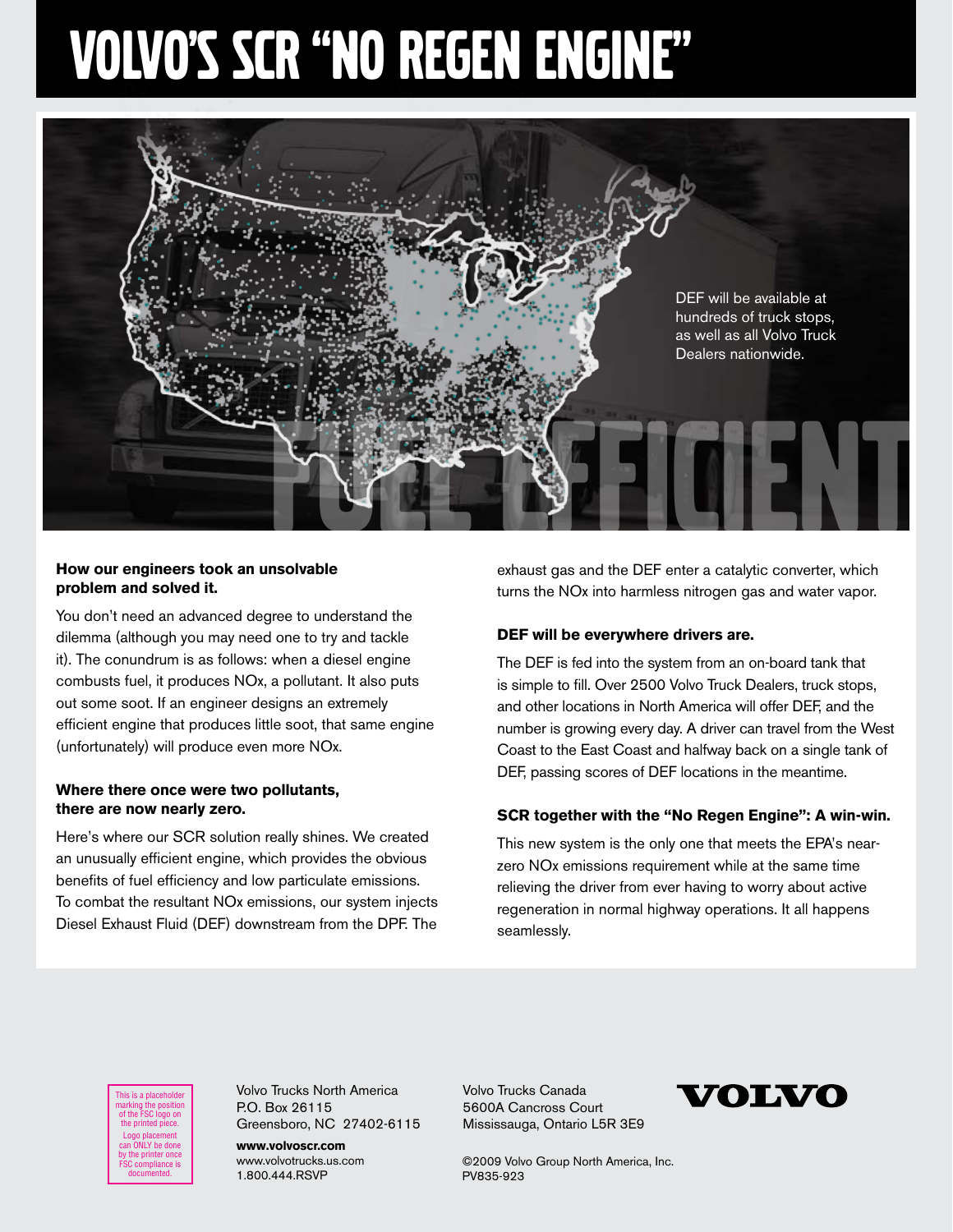# VOLVO'S SCR "NO REGEN ENGINE"

DEF will be available at hundreds of truck stops, as well as all Volvo Truck Dealers nationwide.

FUEL EFFICIENT

**How our engineers took an unsolvable problem and solved it.**

You don't need an advanced degree to understand the dilemma (although you may need one to try and tackle it). The conundrum is as follows: when a diesel engine combusts fuel, it produces NOx, a pollutant. It also puts out some soot. If an engineer designs an extremely efficient engine that produces little soot, that same engine (unfortunately) will produce even more NOx.

**Where there once were two pollutants, there are now nearly zero.**

Here's where our SCR solution really shines. We created an unusually efficient engine, which provides the obvious benefits of fuel efficiency and low particulate emissions. To combat the resultant NOx emissions, our system injects Diesel Exhaust Fluid (DEF) downstream from the DPF. The exhaust gas and the DEF enter a catalytic converter, which turns the NOx into harmless nitrogen gas and water vapor.

**DEF will be everywhere drivers are.**

The DEF is fed into the system from an on-board tank that is simple to fill. Over 2500 Volvo Truck Dealers, truck stops, and other locations in North America will offer DEF, and the number is growing every day. A driver can travel from the West Coast to the East Coast and halfway back on a single tank of DEF, passing scores of DEF locations in the meantime.

**SCR together with the "No Regen Engine": A win-win.**

This new system is the only one that meets the EPA's near-zero NOx emissions requirement while at the same time relieving the driver from ever having to worry about active regeneration in normal highway operations. It all happens seamlessly.

This is a placeholder marking the position of the FSC logo on the printed piece. Logo placement can ONLY be done by the printer once FSC compliance is documented.

Volvo Trucks North America
P.O. Box 26115
Greensboro, NC 27402-6115

**www.volvoscr.com**
www.volvotrucks.us.com
1.800.444.RSVP

Volvo Trucks Canada
5600A Cancross Court
Mississauga, Ontario L5R 3E9

©2009 Volvo Group North America, Inc.
PV835-923

VOLVO